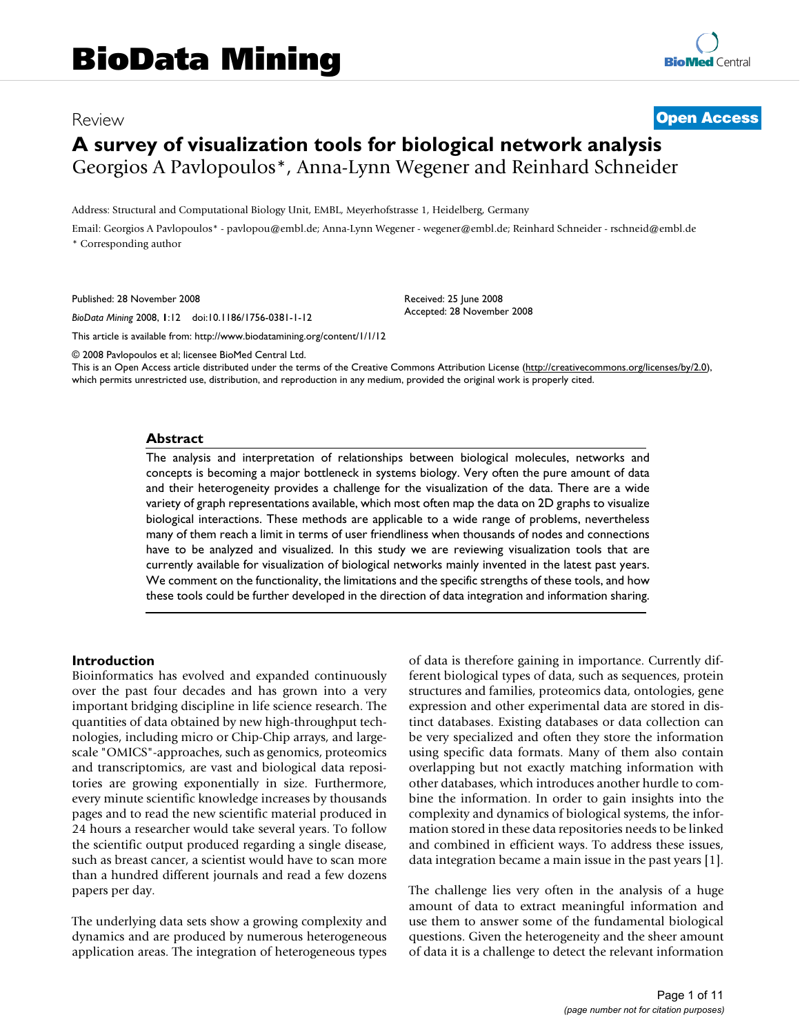# BioData Mining

Review

**Open Access**

# A survey of visualization tools for biological network analysis

Georgios A Pavlopoulos*, Anna-Lynn Wegener and Reinhard Schneider

Address: Structural and Computational Biology Unit, EMBL, Meyerhofstrasse 1, Heidelberg, Germany

Email: Georgios A Pavlopoulos* - pavlopou@embl.de; Anna-Lynn Wegener - wegener@embl.de; Reinhard Schneider - rschneid@embl.de

* Corresponding author

Published: 28 November 2008

*BioData Mining* 2008, **1**:12 doi:10.1186/1756-0381-1-12

Received: 25 June 2008
Accepted: 28 November 2008

This article is available from: http://www.biodatamining.org/content/1/1/12

© 2008 Pavlopoulos et al; licensee BioMed Central Ltd.

This is an Open Access article distributed under the terms of the Creative Commons Attribution License (http://creativecommons.org/licenses/by/2.0), which permits unrestricted use, distribution, and reproduction in any medium, provided the original work is properly cited.

## Abstract

The analysis and interpretation of relationships between biological molecules, networks and concepts is becoming a major bottleneck in systems biology. Very often the pure amount of data and their heterogeneity provides a challenge for the visualization of the data. There are a wide variety of graph representations available, which most often map the data on 2D graphs to visualize biological interactions. These methods are applicable to a wide range of problems, nevertheless many of them reach a limit in terms of user friendliness when thousands of nodes and connections have to be analyzed and visualized. In this study we are reviewing visualization tools that are currently available for visualization of biological networks mainly invented in the latest past years. We comment on the functionality, the limitations and the specific strengths of these tools, and how these tools could be further developed in the direction of data integration and information sharing.

## Introduction

Bioinformatics has evolved and expanded continuously over the past four decades and has grown into a very important bridging discipline in life science research. The quantities of data obtained by new high-throughput technologies, including micro or Chip-Chip arrays, and large-scale "OMICS"-approaches, such as genomics, proteomics and transcriptomics, are vast and biological data repositories are growing exponentially in size. Furthermore, every minute scientific knowledge increases by thousands pages and to read the new scientific material produced in 24 hours a researcher would take several years. To follow the scientific output produced regarding a single disease, such as breast cancer, a scientist would have to scan more than a hundred different journals and read a few dozens papers per day.

The underlying data sets show a growing complexity and dynamics and are produced by numerous heterogeneous application areas. The integration of heterogeneous types of data is therefore gaining in importance. Currently different biological types of data, such as sequences, protein structures and families, proteomics data, ontologies, gene expression and other experimental data are stored in distinct databases. Existing databases or data collection can be very specialized and often they store the information using specific data formats. Many of them also contain overlapping but not exactly matching information with other databases, which introduces another hurdle to combine the information. In order to gain insights into the complexity and dynamics of biological systems, the information stored in these data repositories needs to be linked and combined in efficient ways. To address these issues, data integration became a main issue in the past years [1].

The challenge lies very often in the analysis of a huge amount of data to extract meaningful information and use them to answer some of the fundamental biological questions. Given the heterogeneity and the sheer amount of data it is a challenge to detect the relevant information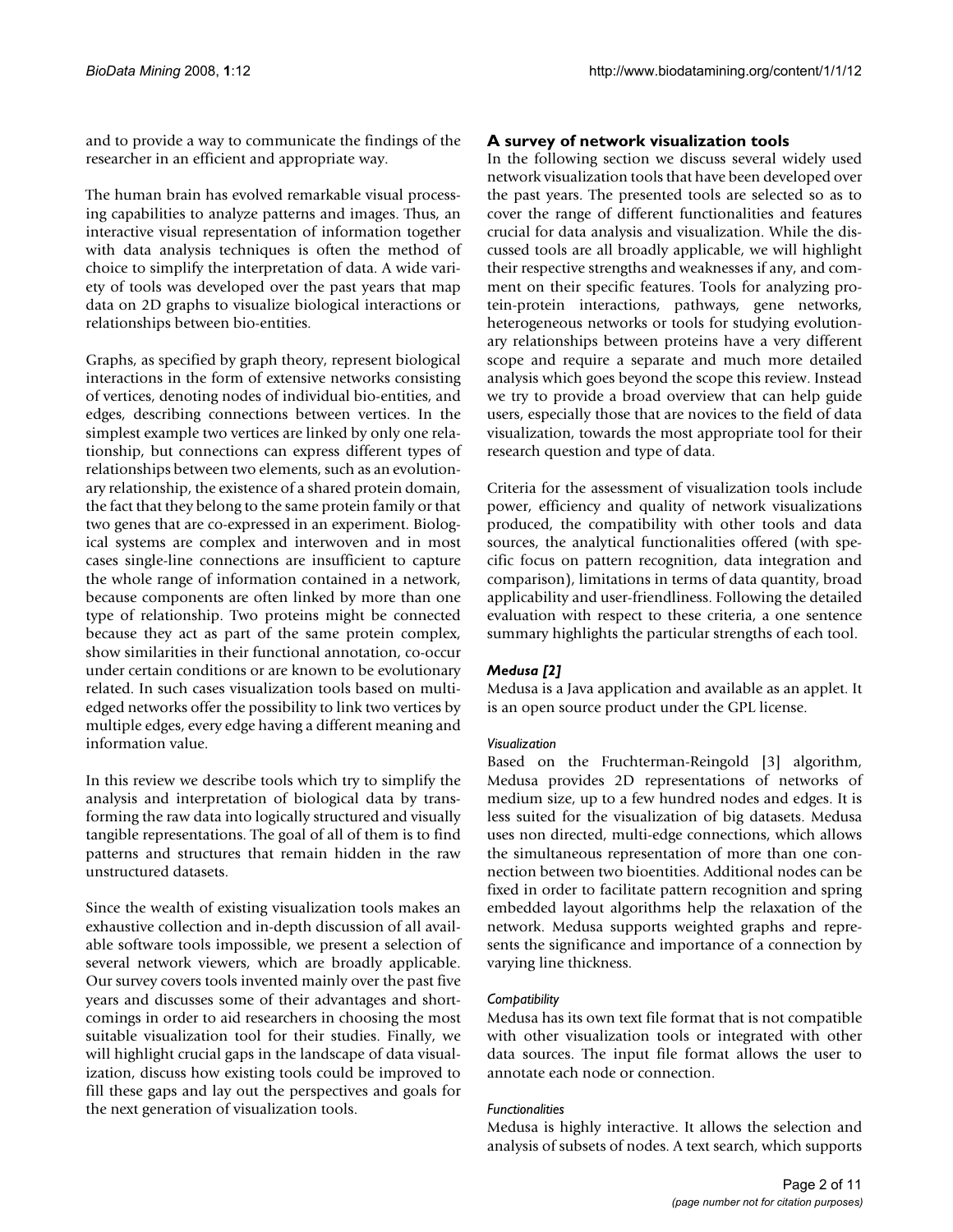and to provide a way to communicate the findings of the researcher in an efficient and appropriate way.

The human brain has evolved remarkable visual processing capabilities to analyze patterns and images. Thus, an interactive visual representation of information together with data analysis techniques is often the method of choice to simplify the interpretation of data. A wide variety of tools was developed over the past years that map data on 2D graphs to visualize biological interactions or relationships between bio-entities.

Graphs, as specified by graph theory, represent biological interactions in the form of extensive networks consisting of vertices, denoting nodes of individual bio-entities, and edges, describing connections between vertices. In the simplest example two vertices are linked by only one relationship, but connections can express different types of relationships between two elements, such as an evolutionary relationship, the existence of a shared protein domain, the fact that they belong to the same protein family or that two genes that are co-expressed in an experiment. Biological systems are complex and interwoven and in most cases single-line connections are insufficient to capture the whole range of information contained in a network, because components are often linked by more than one type of relationship. Two proteins might be connected because they act as part of the same protein complex, show similarities in their functional annotation, co-occur under certain conditions or are known to be evolutionary related. In such cases visualization tools based on multi-edged networks offer the possibility to link two vertices by multiple edges, every edge having a different meaning and information value.

In this review we describe tools which try to simplify the analysis and interpretation of biological data by transforming the raw data into logically structured and visually tangible representations. The goal of all of them is to find patterns and structures that remain hidden in the raw unstructured datasets.

Since the wealth of existing visualization tools makes an exhaustive collection and in-depth discussion of all available software tools impossible, we present a selection of several network viewers, which are broadly applicable. Our survey covers tools invented mainly over the past five years and discusses some of their advantages and shortcomings in order to aid researchers in choosing the most suitable visualization tool for their studies. Finally, we will highlight crucial gaps in the landscape of data visualization, discuss how existing tools could be improved to fill these gaps and lay out the perspectives and goals for the next generation of visualization tools.

## A survey of network visualization tools

In the following section we discuss several widely used network visualization tools that have been developed over the past years. The presented tools are selected so as to cover the range of different functionalities and features crucial for data analysis and visualization. While the discussed tools are all broadly applicable, we will highlight their respective strengths and weaknesses if any, and comment on their specific features. Tools for analyzing protein-protein interactions, pathways, gene networks, heterogeneous networks or tools for studying evolutionary relationships between proteins have a very different scope and require a separate and much more detailed analysis which goes beyond the scope this review. Instead we try to provide a broad overview that can help guide users, especially those that are novices to the field of data visualization, towards the most appropriate tool for their research question and type of data.

Criteria for the assessment of visualization tools include power, efficiency and quality of network visualizations produced, the compatibility with other tools and data sources, the analytical functionalities offered (with specific focus on pattern recognition, data integration and comparison), limitations in terms of data quantity, broad applicability and user-friendliness. Following the detailed evaluation with respect to these criteria, a one sentence summary highlights the particular strengths of each tool.

### *Medusa [2]*

Medusa is a Java application and available as an applet. It is an open source product under the GPL license.

#### *Visualization*

Based on the Fruchterman-Reingold [3] algorithm, Medusa provides 2D representations of networks of medium size, up to a few hundred nodes and edges. It is less suited for the visualization of big datasets. Medusa uses non directed, multi-edge connections, which allows the simultaneous representation of more than one connection between two bioentities. Additional nodes can be fixed in order to facilitate pattern recognition and spring embedded layout algorithms help the relaxation of the network. Medusa supports weighted graphs and represents the significance and importance of a connection by varying line thickness.

#### *Compatibility*

Medusa has its own text file format that is not compatible with other visualization tools or integrated with other data sources. The input file format allows the user to annotate each node or connection.

#### *Functionalities*

Medusa is highly interactive. It allows the selection and analysis of subsets of nodes. A text search, which supports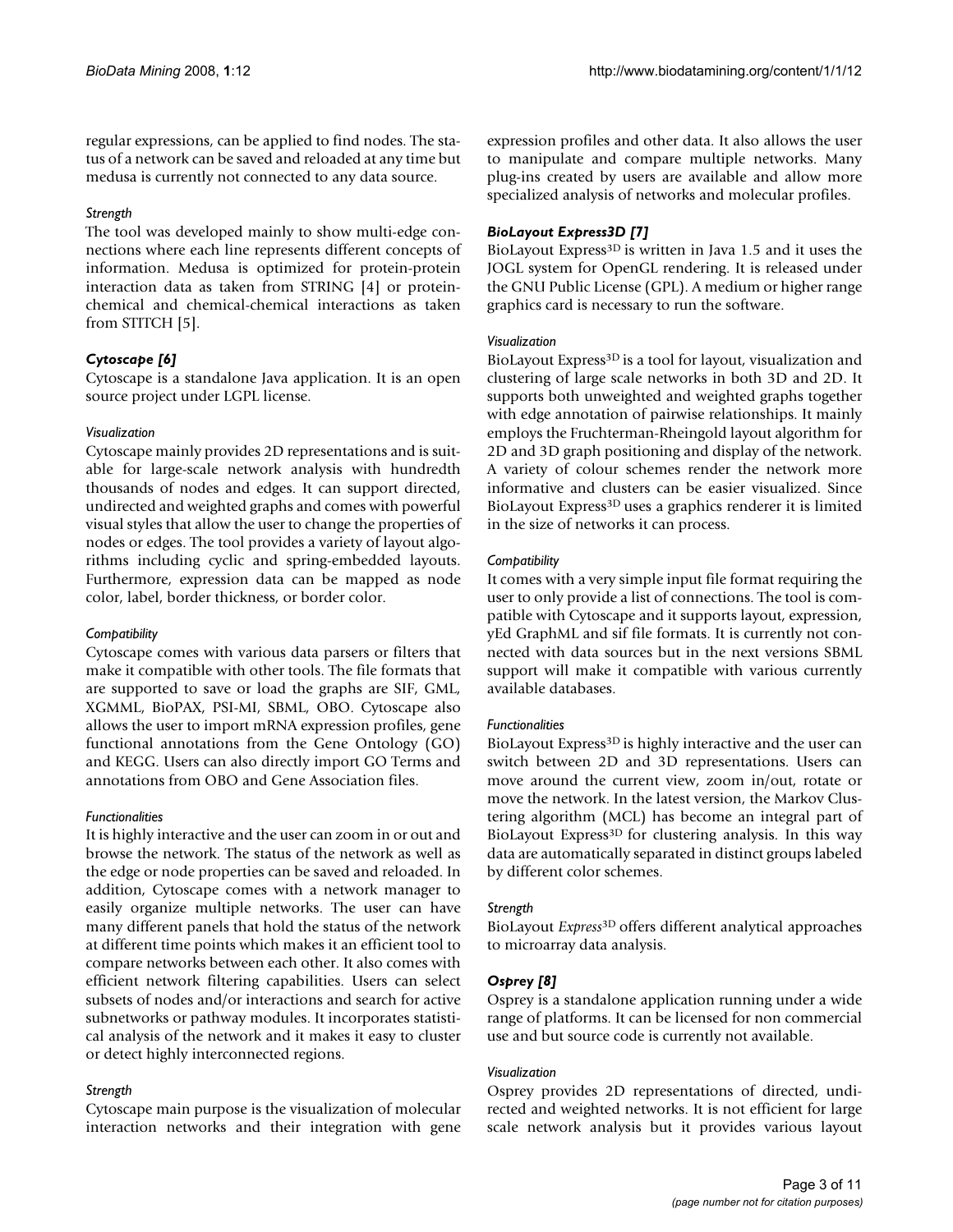regular expressions, can be applied to find nodes. The status of a network can be saved and reloaded at any time but medusa is currently not connected to any data source.

*Strength*

The tool was developed mainly to show multi-edge connections where each line represents different concepts of information. Medusa is optimized for protein-protein interaction data as taken from STRING [4] or protein-chemical and chemical-chemical interactions as taken from STITCH [5].

### *Cytoscape [6]*

Cytoscape is a standalone Java application. It is an open source project under LGPL license.

*Visualization*

Cytoscape mainly provides 2D representations and is suitable for large-scale network analysis with hundredth thousands of nodes and edges. It can support directed, undirected and weighted graphs and comes with powerful visual styles that allow the user to change the properties of nodes or edges. The tool provides a variety of layout algorithms including cyclic and spring-embedded layouts. Furthermore, expression data can be mapped as node color, label, border thickness, or border color.

*Compatibility*

Cytoscape comes with various data parsers or filters that make it compatible with other tools. The file formats that are supported to save or load the graphs are SIF, GML, XGMML, BioPAX, PSI-MI, SBML, OBO. Cytoscape also allows the user to import mRNA expression profiles, gene functional annotations from the Gene Ontology (GO) and KEGG. Users can also directly import GO Terms and annotations from OBO and Gene Association files.

*Functionalities*

It is highly interactive and the user can zoom in or out and browse the network. The status of the network as well as the edge or node properties can be saved and reloaded. In addition, Cytoscape comes with a network manager to easily organize multiple networks. The user can have many different panels that hold the status of the network at different time points which makes it an efficient tool to compare networks between each other. It also comes with efficient network filtering capabilities. Users can select subsets of nodes and/or interactions and search for active subnetworks or pathway modules. It incorporates statistical analysis of the network and it makes it easy to cluster or detect highly interconnected regions.

*Strength*

Cytoscape main purpose is the visualization of molecular interaction networks and their integration with gene expression profiles and other data. It also allows the user to manipulate and compare multiple networks. Many plug-ins created by users are available and allow more specialized analysis of networks and molecular profiles.

### *BioLayout Express3D [7]*

BioLayout Express$^{3D}$ is written in Java 1.5 and it uses the JOGL system for OpenGL rendering. It is released under the GNU Public License (GPL). A medium or higher range graphics card is necessary to run the software.

*Visualization*

BioLayout Express$^{3D}$ is a tool for layout, visualization and clustering of large scale networks in both 3D and 2D. It supports both unweighted and weighted graphs together with edge annotation of pairwise relationships. It mainly employs the Fruchterman-Rheingold layout algorithm for 2D and 3D graph positioning and display of the network. A variety of colour schemes render the network more informative and clusters can be easier visualized. Since BioLayout Express$^{3D}$ uses a graphics renderer it is limited in the size of networks it can process.

*Compatibility*

It comes with a very simple input file format requiring the user to only provide a list of connections. The tool is compatible with Cytoscape and it supports layout, expression, yEd GraphML and sif file formats. It is currently not connected with data sources but in the next versions SBML support will make it compatible with various currently available databases.

*Functionalities*

BioLayout Express$^{3D}$ is highly interactive and the user can switch between 2D and 3D representations. Users can move around the current view, zoom in/out, rotate or move the network. In the latest version, the Markov Clustering algorithm (MCL) has become an integral part of BioLayout Express$^{3D}$ for clustering analysis. In this way data are automatically separated in distinct groups labeled by different color schemes.

*Strength*

BioLayout *Express*$^{3D}$ offers different analytical approaches to microarray data analysis.

### *Osprey [8]*

Osprey is a standalone application running under a wide range of platforms. It can be licensed for non commercial use and but source code is currently not available.

*Visualization*

Osprey provides 2D representations of directed, undirected and weighted networks. It is not efficient for large scale network analysis but it provides various layout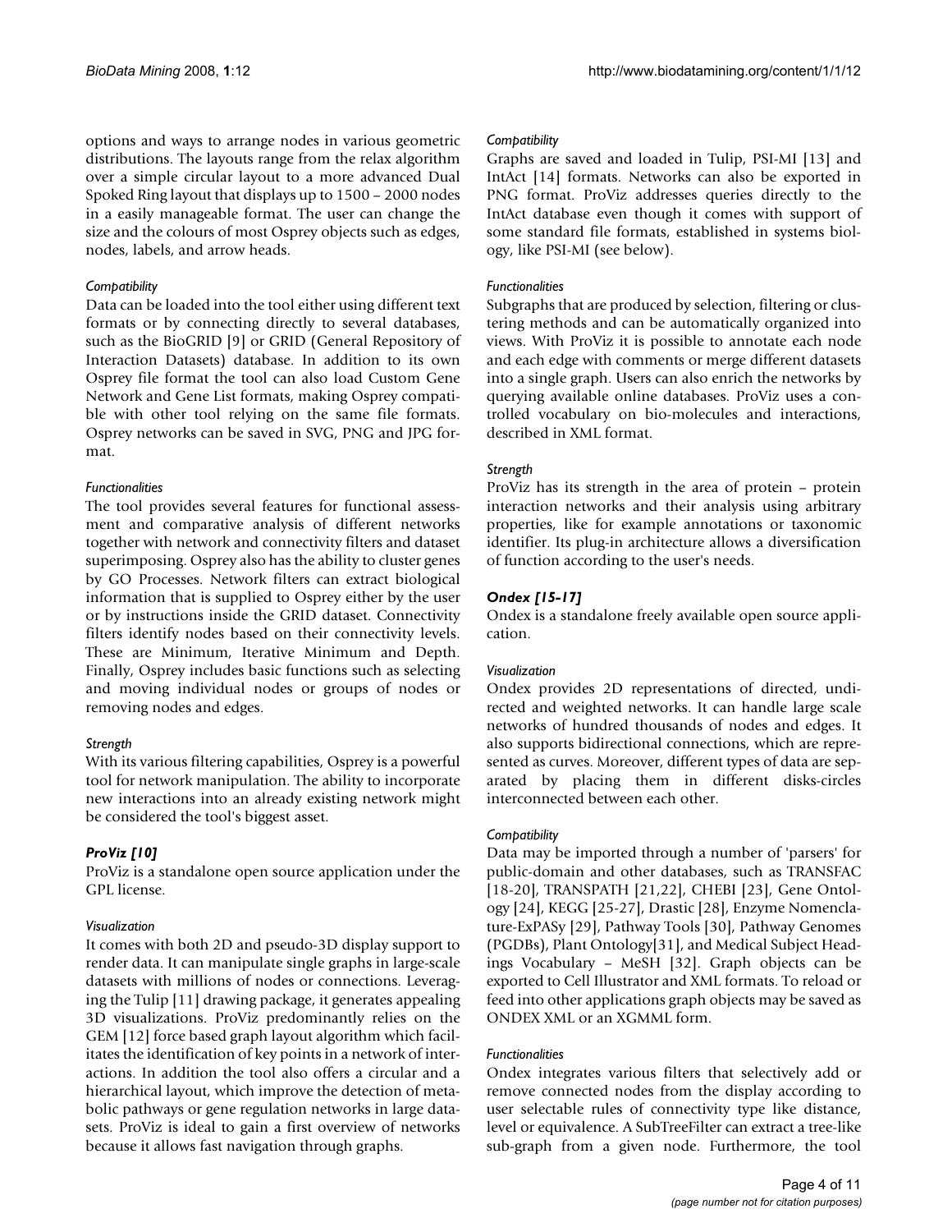options and ways to arrange nodes in various geometric distributions. The layouts range from the relax algorithm over a simple circular layout to a more advanced Dual Spoked Ring layout that displays up to 1500 – 2000 nodes in a easily manageable format. The user can change the size and the colours of most Osprey objects such as edges, nodes, labels, and arrow heads.

*Compatibility*

Data can be loaded into the tool either using different text formats or by connecting directly to several databases, such as the BioGRID [9] or GRID (General Repository of Interaction Datasets) database. In addition to its own Osprey file format the tool can also load Custom Gene Network and Gene List formats, making Osprey compatible with other tool relying on the same file formats. Osprey networks can be saved in SVG, PNG and JPG format.

*Functionalities*

The tool provides several features for functional assessment and comparative analysis of different networks together with network and connectivity filters and dataset superimposing. Osprey also has the ability to cluster genes by GO Processes. Network filters can extract biological information that is supplied to Osprey either by the user or by instructions inside the GRID dataset. Connectivity filters identify nodes based on their connectivity levels. These are Minimum, Iterative Minimum and Depth. Finally, Osprey includes basic functions such as selecting and moving individual nodes or groups of nodes or removing nodes and edges.

*Strength*

With its various filtering capabilities, Osprey is a powerful tool for network manipulation. The ability to incorporate new interactions into an already existing network might be considered the tool's biggest asset.

### *ProViz [10]*

ProViz is a standalone open source application under the GPL license.

*Visualization*

It comes with both 2D and pseudo-3D display support to render data. It can manipulate single graphs in large-scale datasets with millions of nodes or connections. Leveraging the Tulip [11] drawing package, it generates appealing 3D visualizations. ProViz predominantly relies on the GEM [12] force based graph layout algorithm which facilitates the identification of key points in a network of interactions. In addition the tool also offers a circular and a hierarchical layout, which improve the detection of metabolic pathways or gene regulation networks in large datasets. ProViz is ideal to gain a first overview of networks because it allows fast navigation through graphs.

*Compatibility*

Graphs are saved and loaded in Tulip, PSI-MI [13] and IntAct [14] formats. Networks can also be exported in PNG format. ProViz addresses queries directly to the IntAct database even though it comes with support of some standard file formats, established in systems biology, like PSI-MI (see below).

*Functionalities*

Subgraphs that are produced by selection, filtering or clustering methods and can be automatically organized into views. With ProViz it is possible to annotate each node and each edge with comments or merge different datasets into a single graph. Users can also enrich the networks by querying available online databases. ProViz uses a controlled vocabulary on bio-molecules and interactions, described in XML format.

*Strength*

ProViz has its strength in the area of protein – protein interaction networks and their analysis using arbitrary properties, like for example annotations or taxonomic identifier. Its plug-in architecture allows a diversification of function according to the user's needs.

### *Ondex [15-17]*

Ondex is a standalone freely available open source application.

*Visualization*

Ondex provides 2D representations of directed, undirected and weighted networks. It can handle large scale networks of hundred thousands of nodes and edges. It also supports bidirectional connections, which are represented as curves. Moreover, different types of data are separated by placing them in different disks-circles interconnected between each other.

*Compatibility*

Data may be imported through a number of 'parsers' for public-domain and other databases, such as TRANSFAC [18-20], TRANSPATH [21,22], CHEBI [23], Gene Ontology [24], KEGG [25-27], Drastic [28], Enzyme Nomenclature-ExPASy [29], Pathway Tools [30], Pathway Genomes (PGDBs), Plant Ontology[31], and Medical Subject Headings Vocabulary – MeSH [32]. Graph objects can be exported to Cell Illustrator and XML formats. To reload or feed into other applications graph objects may be saved as ONDEX XML or an XGMML form.

*Functionalities*

Ondex integrates various filters that selectively add or remove connected nodes from the display according to user selectable rules of connectivity type like distance, level or equivalence. A SubTreeFilter can extract a tree-like sub-graph from a given node. Furthermore, the tool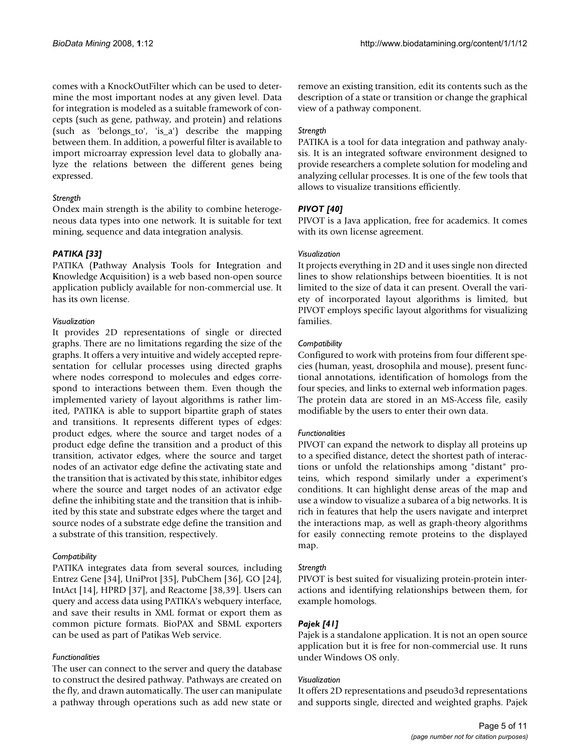comes with a KnockOutFilter which can be used to determine the most important nodes at any given level. Data for integration is modeled as a suitable framework of concepts (such as gene, pathway, and protein) and relations (such as 'belongs_to', 'is_a') describe the mapping between them. In addition, a powerful filter is available to import microarray expression level data to globally analyze the relations between the different genes being expressed.

#### *Strength*

Ondex main strength is the ability to combine heterogeneous data types into one network. It is suitable for text mining, sequence and data integration analysis.

### *PATIKA [33]*

PATIKA (**P**athway **A**nalysis **T**ools for **I**ntegration and **K**nowledge **A**cquisition) is a web based non-open source application publicly available for non-commercial use. It has its own license.

#### *Visualization*

It provides 2D representations of single or directed graphs. There are no limitations regarding the size of the graphs. It offers a very intuitive and widely accepted representation for cellular processes using directed graphs where nodes correspond to molecules and edges correspond to interactions between them. Even though the implemented variety of layout algorithms is rather limited, PATIKA is able to support bipartite graph of states and transitions. It represents different types of edges: product edges, where the source and target nodes of a product edge define the transition and a product of this transition, activator edges, where the source and target nodes of an activator edge define the activating state and the transition that is activated by this state, inhibitor edges where the source and target nodes of an activator edge define the inhibiting state and the transition that is inhibited by this state and substrate edges where the target and source nodes of a substrate edge define the transition and a substrate of this transition, respectively.

#### *Compatibility*

PATIKA integrates data from several sources, including Entrez Gene [34], UniProt [35], PubChem [36], GO [24], IntAct [14], HPRD [37], and Reactome [38,39]. Users can query and access data using PATIKA's webquery interface, and save their results in XML format or export them as common picture formats. BioPAX and SBML exporters can be used as part of Patikas Web service.

#### *Functionalities*

The user can connect to the server and query the database to construct the desired pathway. Pathways are created on the fly, and drawn automatically. The user can manipulate a pathway through operations such as add new state or remove an existing transition, edit its contents such as the description of a state or transition or change the graphical view of a pathway component.

#### *Strength*

PATIKA is a tool for data integration and pathway analysis. It is an integrated software environment designed to provide researchers a complete solution for modeling and analyzing cellular processes. It is one of the few tools that allows to visualize transitions efficiently.

### *PIVOT [40]*

PIVOT is a Java application, free for academics. It comes with its own license agreement.

#### *Visualization*

It projects everything in 2D and it uses single non directed lines to show relationships between bioentities. It is not limited to the size of data it can present. Overall the variety of incorporated layout algorithms is limited, but PIVOT employs specific layout algorithms for visualizing families.

#### *Compatibility*

Configured to work with proteins from four different species (human, yeast, drosophila and mouse), present functional annotations, identification of homologs from the four species, and links to external web information pages. The protein data are stored in an MS-Access file, easily modifiable by the users to enter their own data.

#### *Functionalities*

PIVOT can expand the network to display all proteins up to a specified distance, detect the shortest path of interactions or unfold the relationships among "distant" proteins, which respond similarly under a experiment's conditions. It can highlight dense areas of the map and use a window to visualize a subarea of a big networks. It is rich in features that help the users navigate and interpret the interactions map, as well as graph-theory algorithms for easily connecting remote proteins to the displayed map.

#### *Strength*

PIVOT is best suited for visualizing protein-protein interactions and identifying relationships between them, for example homologs.

### *Pajek [41]*

Pajek is a standalone application. It is not an open source application but it is free for non-commercial use. It runs under Windows OS only.

#### *Visualization*

It offers 2D representations and pseudo3d representations and supports single, directed and weighted graphs. Pajek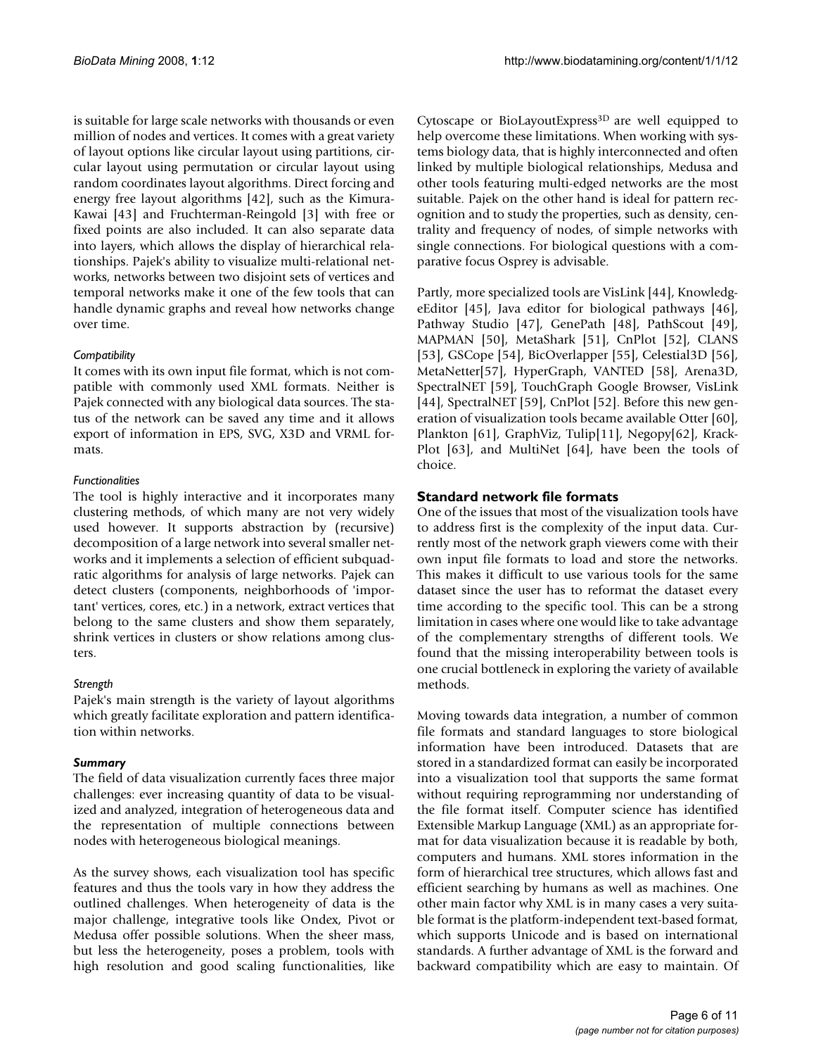is suitable for large scale networks with thousands or even million of nodes and vertices. It comes with a great variety of layout options like circular layout using partitions, circular layout using permutation or circular layout using random coordinates layout algorithms. Direct forcing and energy free layout algorithms [42], such as the Kimura-Kawai [43] and Fruchterman-Reingold [3] with free or fixed points are also included. It can also separate data into layers, which allows the display of hierarchical relationships. Pajek's ability to visualize multi-relational networks, networks between two disjoint sets of vertices and temporal networks make it one of the few tools that can handle dynamic graphs and reveal how networks change over time.

*Compatibility*

It comes with its own input file format, which is not compatible with commonly used XML formats. Neither is Pajek connected with any biological data sources. The status of the network can be saved any time and it allows export of information in EPS, SVG, X3D and VRML formats.

*Functionalities*

The tool is highly interactive and it incorporates many clustering methods, of which many are not very widely used however. It supports abstraction by (recursive) decomposition of a large network into several smaller networks and it implements a selection of efficient subquadratic algorithms for analysis of large networks. Pajek can detect clusters (components, neighborhoods of 'important' vertices, cores, etc.) in a network, extract vertices that belong to the same clusters and show them separately, shrink vertices in clusters or show relations among clusters.

*Strength*

Pajek's main strength is the variety of layout algorithms which greatly facilitate exploration and pattern identification within networks.

### *Summary*

The field of data visualization currently faces three major challenges: ever increasing quantity of data to be visualized and analyzed, integration of heterogeneous data and the representation of multiple connections between nodes with heterogeneous biological meanings.

As the survey shows, each visualization tool has specific features and thus the tools vary in how they address the outlined challenges. When heterogeneity of data is the major challenge, integrative tools like Ondex, Pivot or Medusa offer possible solutions. When the sheer mass, but less the heterogeneity, poses a problem, tools with high resolution and good scaling functionalities, like Cytoscape or BioLayoutExpress$^{3D}$ are well equipped to help overcome these limitations. When working with systems biology data, that is highly interconnected and often linked by multiple biological relationships, Medusa and other tools featuring multi-edged networks are the most suitable. Pajek on the other hand is ideal for pattern recognition and to study the properties, such as density, centrality and frequency of nodes, of simple networks with single connections. For biological questions with a comparative focus Osprey is advisable.

Partly, more specialized tools are VisLink [44], KnowledgeEditor [45], Java editor for biological pathways [46], Pathway Studio [47], GenePath [48], PathScout [49], MAPMAN [50], MetaShark [51], CnPlot [52], CLANS [53], GSCope [54], BicOverlapper [55], Celestial3D [56], MetaNetter[57], HyperGraph, VANTED [58], Arena3D, SpectralNET [59], TouchGraph Google Browser, VisLink [44], SpectralNET [59], CnPlot [52]. Before this new generation of visualization tools became available Otter [60], Plankton [61], GraphViz, Tulip[11], Negopy[62], KrackPlot [63], and MultiNet [64], have been the tools of choice.

## Standard network file formats

One of the issues that most of the visualization tools have to address first is the complexity of the input data. Currently most of the network graph viewers come with their own input file formats to load and store the networks. This makes it difficult to use various tools for the same dataset since the user has to reformat the dataset every time according to the specific tool. This can be a strong limitation in cases where one would like to take advantage of the complementary strengths of different tools. We found that the missing interoperability between tools is one crucial bottleneck in exploring the variety of available methods.

Moving towards data integration, a number of common file formats and standard languages to store biological information have been introduced. Datasets that are stored in a standardized format can easily be incorporated into a visualization tool that supports the same format without requiring reprogramming nor understanding of the file format itself. Computer science has identified Extensible Markup Language (XML) as an appropriate format for data visualization because it is readable by both, computers and humans. XML stores information in the form of hierarchical tree structures, which allows fast and efficient searching by humans as well as machines. One other main factor why XML is in many cases a very suitable format is the platform-independent text-based format, which supports Unicode and is based on international standards. A further advantage of XML is the forward and backward compatibility which are easy to maintain. Of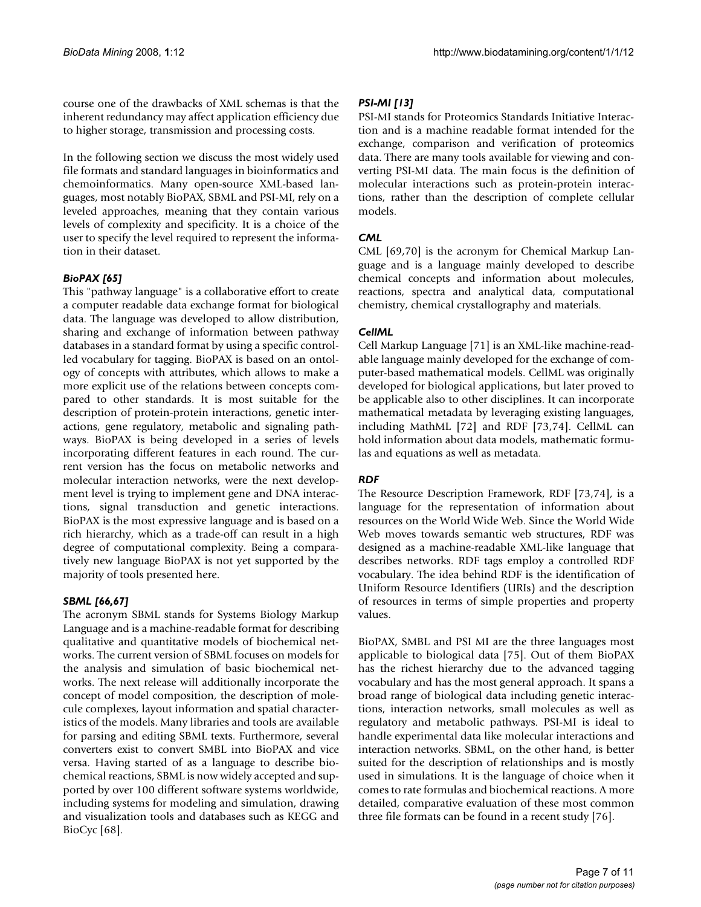course one of the drawbacks of XML schemas is that the inherent redundancy may affect application efficiency due to higher storage, transmission and processing costs.

In the following section we discuss the most widely used file formats and standard languages in bioinformatics and chemoinformatics. Many open-source XML-based languages, most notably BioPAX, SBML and PSI-MI, rely on a leveled approaches, meaning that they contain various levels of complexity and specificity. It is a choice of the user to specify the level required to represent the information in their dataset.

### *BioPAX [65]*

This "pathway language" is a collaborative effort to create a computer readable data exchange format for biological data. The language was developed to allow distribution, sharing and exchange of information between pathway databases in a standard format by using a specific controlled vocabulary for tagging. BioPAX is based on an ontology of concepts with attributes, which allows to make a more explicit use of the relations between concepts compared to other standards. It is most suitable for the description of protein-protein interactions, genetic interactions, gene regulatory, metabolic and signaling pathways. BioPAX is being developed in a series of levels incorporating different features in each round. The current version has the focus on metabolic networks and molecular interaction networks, were the next development level is trying to implement gene and DNA interactions, signal transduction and genetic interactions. BioPAX is the most expressive language and is based on a rich hierarchy, which as a trade-off can result in a high degree of computational complexity. Being a comparatively new language BioPAX is not yet supported by the majority of tools presented here.

### *SBML [66,67]*

The acronym SBML stands for Systems Biology Markup Language and is a machine-readable format for describing qualitative and quantitative models of biochemical networks. The current version of SBML focuses on models for the analysis and simulation of basic biochemical networks. The next release will additionally incorporate the concept of model composition, the description of molecule complexes, layout information and spatial characteristics of the models. Many libraries and tools are available for parsing and editing SBML texts. Furthermore, several converters exist to convert SMBL into BioPAX and vice versa. Having started of as a language to describe biochemical reactions, SBML is now widely accepted and supported by over 100 different software systems worldwide, including systems for modeling and simulation, drawing and visualization tools and databases such as KEGG and BioCyc [68].

### *PSI-MI [13]*

PSI-MI stands for Proteomics Standards Initiative Interaction and is a machine readable format intended for the exchange, comparison and verification of proteomics data. There are many tools available for viewing and converting PSI-MI data. The main focus is the definition of molecular interactions such as protein-protein interactions, rather than the description of complete cellular models.

### *CML*

CML [69,70] is the acronym for Chemical Markup Language and is a language mainly developed to describe chemical concepts and information about molecules, reactions, spectra and analytical data, computational chemistry, chemical crystallography and materials.

### *CellML*

Cell Markup Language [71] is an XML-like machine-readable language mainly developed for the exchange of computer-based mathematical models. CellML was originally developed for biological applications, but later proved to be applicable also to other disciplines. It can incorporate mathematical metadata by leveraging existing languages, including MathML [72] and RDF [73,74]. CellML can hold information about data models, mathematic formulas and equations as well as metadata.

### *RDF*

The Resource Description Framework, RDF [73,74], is a language for the representation of information about resources on the World Wide Web. Since the World Wide Web moves towards semantic web structures, RDF was designed as a machine-readable XML-like language that describes networks. RDF tags employ a controlled RDF vocabulary. The idea behind RDF is the identification of Uniform Resource Identifiers (URIs) and the description of resources in terms of simple properties and property values.

BioPAX, SMBL and PSI MI are the three languages most applicable to biological data [75]. Out of them BioPAX has the richest hierarchy due to the advanced tagging vocabulary and has the most general approach. It spans a broad range of biological data including genetic interactions, interaction networks, small molecules as well as regulatory and metabolic pathways. PSI-MI is ideal to handle experimental data like molecular interactions and interaction networks. SBML, on the other hand, is better suited for the description of relationships and is mostly used in simulations. It is the language of choice when it comes to rate formulas and biochemical reactions. A more detailed, comparative evaluation of these most common three file formats can be found in a recent study [76].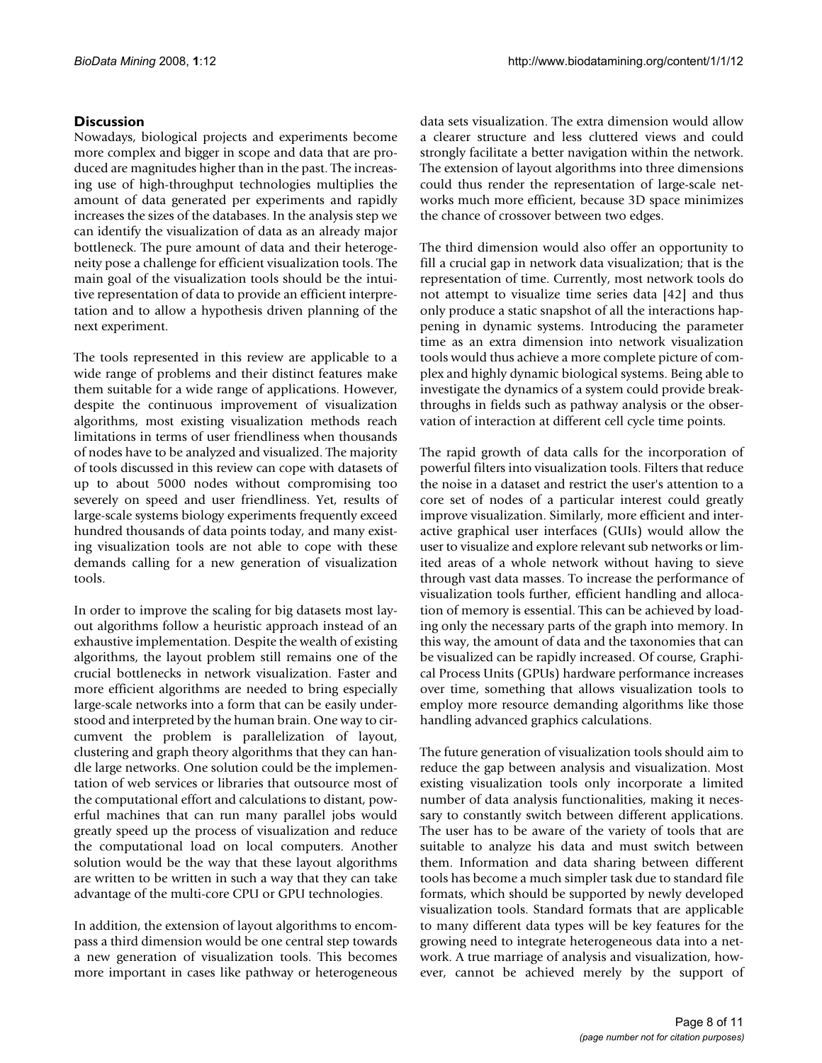## Discussion

Nowadays, biological projects and experiments become more complex and bigger in scope and data that are produced are magnitudes higher than in the past. The increasing use of high-throughput technologies multiplies the amount of data generated per experiments and rapidly increases the sizes of the databases. In the analysis step we can identify the visualization of data as an already major bottleneck. The pure amount of data and their heterogeneity pose a challenge for efficient visualization tools. The main goal of the visualization tools should be the intuitive representation of data to provide an efficient interpretation and to allow a hypothesis driven planning of the next experiment.

The tools represented in this review are applicable to a wide range of problems and their distinct features make them suitable for a wide range of applications. However, despite the continuous improvement of visualization algorithms, most existing visualization methods reach limitations in terms of user friendliness when thousands of nodes have to be analyzed and visualized. The majority of tools discussed in this review can cope with datasets of up to about 5000 nodes without compromising too severely on speed and user friendliness. Yet, results of large-scale systems biology experiments frequently exceed hundred thousands of data points today, and many existing visualization tools are not able to cope with these demands calling for a new generation of visualization tools.

In order to improve the scaling for big datasets most layout algorithms follow a heuristic approach instead of an exhaustive implementation. Despite the wealth of existing algorithms, the layout problem still remains one of the crucial bottlenecks in network visualization. Faster and more efficient algorithms are needed to bring especially large-scale networks into a form that can be easily understood and interpreted by the human brain. One way to circumvent the problem is parallelization of layout, clustering and graph theory algorithms that they can handle large networks. One solution could be the implementation of web services or libraries that outsource most of the computational effort and calculations to distant, powerful machines that can run many parallel jobs would greatly speed up the process of visualization and reduce the computational load on local computers. Another solution would be the way that these layout algorithms are written to be written in such a way that they can take advantage of the multi-core CPU or GPU technologies.

In addition, the extension of layout algorithms to encompass a third dimension would be one central step towards a new generation of visualization tools. This becomes more important in cases like pathway or heterogeneous data sets visualization. The extra dimension would allow a clearer structure and less cluttered views and could strongly facilitate a better navigation within the network. The extension of layout algorithms into three dimensions could thus render the representation of large-scale networks much more efficient, because 3D space minimizes the chance of crossover between two edges.

The third dimension would also offer an opportunity to fill a crucial gap in network data visualization; that is the representation of time. Currently, most network tools do not attempt to visualize time series data [42] and thus only produce a static snapshot of all the interactions happening in dynamic systems. Introducing the parameter time as an extra dimension into network visualization tools would thus achieve a more complete picture of complex and highly dynamic biological systems. Being able to investigate the dynamics of a system could provide breakthroughs in fields such as pathway analysis or the observation of interaction at different cell cycle time points.

The rapid growth of data calls for the incorporation of powerful filters into visualization tools. Filters that reduce the noise in a dataset and restrict the user's attention to a core set of nodes of a particular interest could greatly improve visualization. Similarly, more efficient and interactive graphical user interfaces (GUIs) would allow the user to visualize and explore relevant sub networks or limited areas of a whole network without having to sieve through vast data masses. To increase the performance of visualization tools further, efficient handling and allocation of memory is essential. This can be achieved by loading only the necessary parts of the graph into memory. In this way, the amount of data and the taxonomies that can be visualized can be rapidly increased. Of course, Graphical Process Units (GPUs) hardware performance increases over time, something that allows visualization tools to employ more resource demanding algorithms like those handling advanced graphics calculations.

The future generation of visualization tools should aim to reduce the gap between analysis and visualization. Most existing visualization tools only incorporate a limited number of data analysis functionalities, making it necessary to constantly switch between different applications. The user has to be aware of the variety of tools that are suitable to analyze his data and must switch between them. Information and data sharing between different tools has become a much simpler task due to standard file formats, which should be supported by newly developed visualization tools. Standard formats that are applicable to many different data types will be key features for the growing need to integrate heterogeneous data into a network. A true marriage of analysis and visualization, however, cannot be achieved merely by the support of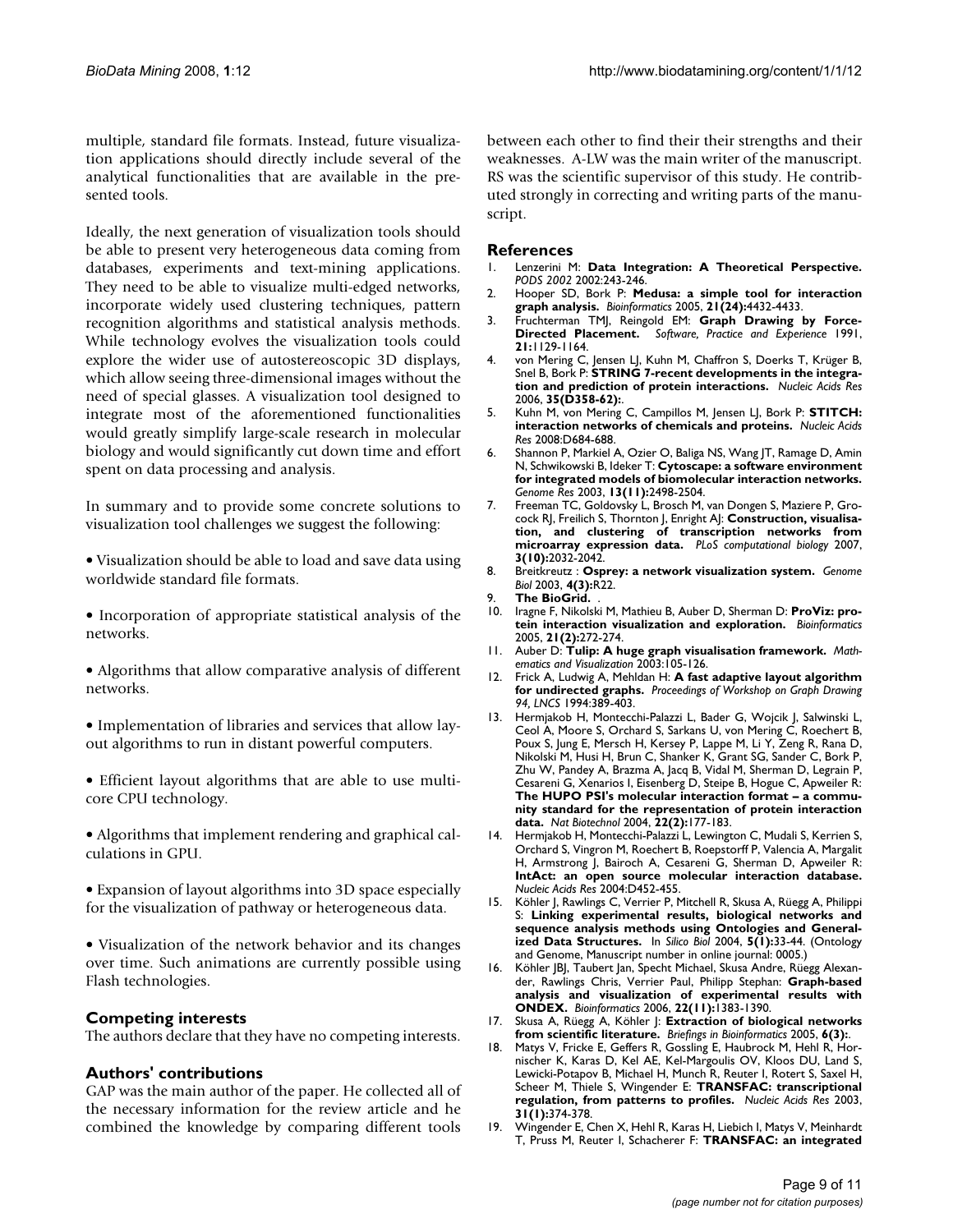multiple, standard file formats. Instead, future visualization applications should directly include several of the analytical functionalities that are available in the presented tools.

Ideally, the next generation of visualization tools should be able to present very heterogeneous data coming from databases, experiments and text-mining applications. They need to be able to visualize multi-edged networks, incorporate widely used clustering techniques, pattern recognition algorithms and statistical analysis methods. While technology evolves the visualization tools could explore the wider use of autostereoscopic 3D displays, which allow seeing three-dimensional images without the need of special glasses. A visualization tool designed to integrate most of the aforementioned functionalities would greatly simplify large-scale research in molecular biology and would significantly cut down time and effort spent on data processing and analysis.

In summary and to provide some concrete solutions to visualization tool challenges we suggest the following:

• Visualization should be able to load and save data using worldwide standard file formats.

• Incorporation of appropriate statistical analysis of the networks.

• Algorithms that allow comparative analysis of different networks.

• Implementation of libraries and services that allow layout algorithms to run in distant powerful computers.

• Efficient layout algorithms that are able to use multicore CPU technology.

• Algorithms that implement rendering and graphical calculations in GPU.

• Expansion of layout algorithms into 3D space especially for the visualization of pathway or heterogeneous data.

• Visualization of the network behavior and its changes over time. Such animations are currently possible using Flash technologies.

## Competing interests

The authors declare that they have no competing interests.

## Authors' contributions

GAP was the main author of the paper. He collected all of the necessary information for the review article and he combined the knowledge by comparing different tools between each other to find their their strengths and their weaknesses. A-LW was the main writer of the manuscript. RS was the scientific supervisor of this study. He contributed strongly in correcting and writing parts of the manuscript.

## References

1. Lenzerini M: **Data Integration: A Theoretical Perspective.** *PODS 2002* 2002:243-246.
2. Hooper SD, Bork P: **Medusa: a simple tool for interaction graph analysis.** *Bioinformatics* 2005, **21(24):**4432-4433.
3. Fruchterman TMJ, Reingold EM: **Graph Drawing by Force-Directed Placement.** *Software, Practice and Experience* 1991, **21:**1129-1164.
4. von Mering C, Jensen LJ, Kuhn M, Chaffron S, Doerks T, Krüger B, Snel B, Bork P: **STRING 7-recent developments in the integration and prediction of protein interactions.** *Nucleic Acids Res* 2006, **35(D358-62):**.
5. Kuhn M, von Mering C, Campillos M, Jensen LJ, Bork P: **STITCH: interaction networks of chemicals and proteins.** *Nucleic Acids Res* 2008:D684-688.
6. Shannon P, Markiel A, Ozier O, Baliga NS, Wang JT, Ramage D, Amin N, Schwikowski B, Ideker T: **Cytoscape: a software environment for integrated models of biomolecular interaction networks.** *Genome Res* 2003, **13(11):**2498-2504.
7. Freeman TC, Goldovsky L, Brosch M, van Dongen S, Maziere P, Grocock RJ, Freilich S, Thornton J, Enright AJ: **Construction, visualisation, and clustering of transcription networks from microarray expression data.** *PLoS computational biology* 2007, **3(10):**2032-2042.
8. Breitkreutz : **Osprey: a network visualization system.** *Genome Biol* 2003, **4(3):**R22.
9. **The BioGrid.** .
10. Iragne F, Nikolski M, Mathieu B, Auber D, Sherman D: **ProViz: protein interaction visualization and exploration.** *Bioinformatics* 2005, **21(2):**272-274.
11. Auber D: **Tulip: A huge graph visualisation framework.** *Mathematics and Visualization* 2003:105-126.
12. Frick A, Ludwig A, Mehldan H: **A fast adaptive layout algorithm for undirected graphs.** *Proceedings of Workshop on Graph Drawing 94, LNCS* 1994:389-403.
13. Hermjakob H, Montecchi-Palazzi L, Bader G, Wojcik J, Salwinski L, Ceol A, Moore S, Orchard S, Sarkans U, von Mering C, Roechert B, Poux S, Jung E, Mersch H, Kersey P, Lappe M, Li Y, Zeng R, Rana D, Nikolski M, Husi H, Brun C, Shanker K, Grant SG, Sander C, Bork P, Zhu W, Pandey A, Brazma A, Jacq B, Vidal M, Sherman D, Legrain P, Cesareni G, Xenarios I, Eisenberg D, Steipe B, Hogue C, Apweiler R: **The HUPO PSI's molecular interaction format – a community standard for the representation of protein interaction data.** *Nat Biotechnol* 2004, **22(2):**177-183.
14. Hermjakob H, Montecchi-Palazzi L, Lewington C, Mudali S, Kerrien S, Orchard S, Vingron M, Roechert B, Roepstorff P, Valencia A, Margalit H, Armstrong J, Bairoch A, Cesareni G, Sherman D, Apweiler R: **IntAct: an open source molecular interaction database.** *Nucleic Acids Res* 2004:D452-455.
15. Köhler J, Rawlings C, Verrier P, Mitchell R, Skusa A, Rüegg A, Philippi S: **Linking experimental results, biological networks and sequence analysis methods using Ontologies and Generalized Data Structures.** In *Silico Biol* 2004, **5(1):**33-44. (Ontology and Genome, Manuscript number in online journal: 0005.)
16. Köhler JBJ, Taubert Jan, Specht Michael, Skusa Andre, Rüegg Alexander, Rawlings Chris, Verrier Paul, Philipp Stephan: **Graph-based analysis and visualization of experimental results with ONDEX.** *Bioinformatics* 2006, **22(11):**1383-1390.
17. Skusa A, Rüegg A, Köhler J: **Extraction of biological networks from scientific literature.** *Briefings in Bioinformatics* 2005, **6(3):**.
18. Matys V, Fricke E, Geffers R, Gossling E, Haubrock M, Hehl R, Hornischer K, Karas D, Kel AE, Kel-Margoulis OV, Kloos DU, Land S, Lewicki-Potapov B, Michael H, Munch R, Reuter I, Rotert S, Saxel H, Scheer M, Thiele S, Wingender E: **TRANSFAC: transcriptional regulation, from patterns to profiles.** *Nucleic Acids Res* 2003, **31(1):**374-378.
19. Wingender E, Chen X, Hehl R, Karas H, Liebich I, Matys V, Meinhardt T, Pruss M, Reuter I, Schacherer F: **TRANSFAC: an integrated**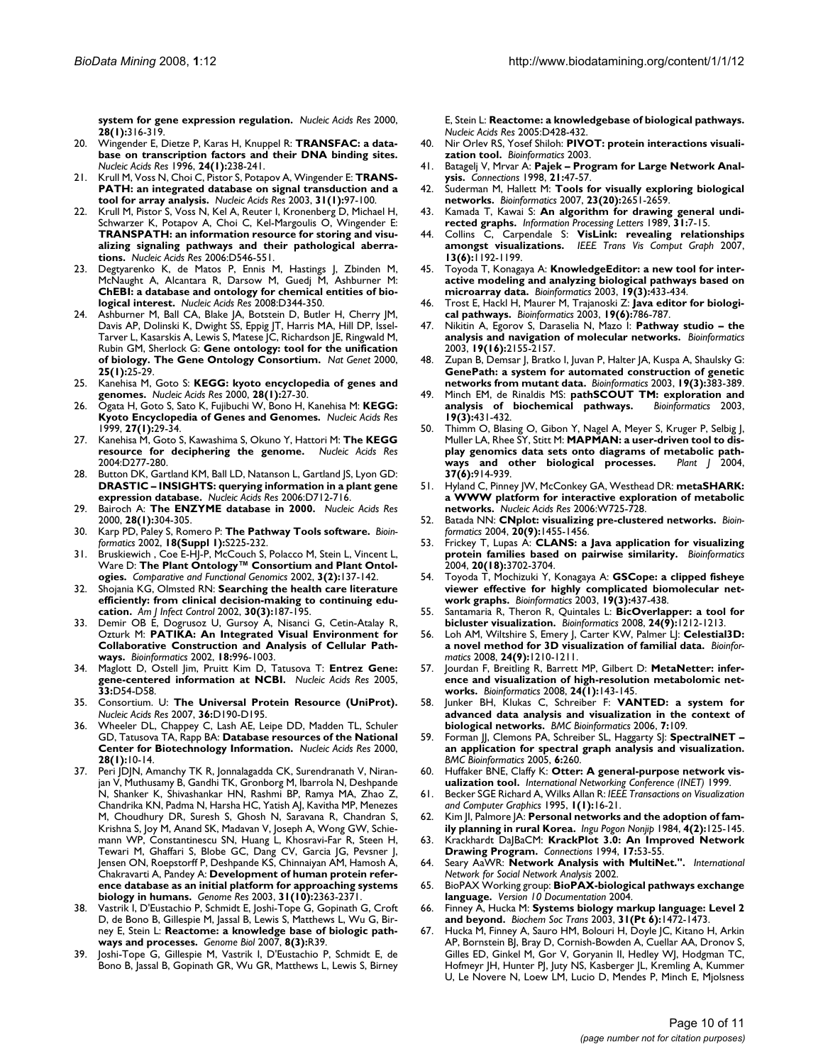**system for gene expression regulation.** *Nucleic Acids Res* 2000, **28(1):**316-319.

20. Wingender E, Dietze P, Karas H, Knuppel R: **TRANSFAC: a database on transcription factors and their DNA binding sites.** *Nucleic Acids Res* 1996, **24(1):**238-241.
21. Krull M, Voss N, Choi C, Pistor S, Potapov A, Wingender E: **TRANSPATH: an integrated database on signal transduction and a tool for array analysis.** *Nucleic Acids Res* 2003, **31(1):**97-100.
22. Krull M, Pistor S, Voss N, Kel A, Reuter I, Kronenberg D, Michael H, Schwarzer K, Potapov A, Choi C, Kel-Margoulis O, Wingender E: **TRANSPATH: an information resource for storing and visualizing signaling pathways and their pathological aberrations.** *Nucleic Acids Res* 2006:D546-551.
23. Degtyarenko K, de Matos P, Ennis M, Hastings J, Zbinden M, McNaught A, Alcantara R, Darsow M, Guedj M, Ashburner M: **ChEBI: a database and ontology for chemical entities of biological interest.** *Nucleic Acids Res* 2008:D344-350.
24. Ashburner M, Ball CA, Blake JA, Botstein D, Butler H, Cherry JM, Davis AP, Dolinski K, Dwight SS, Eppig JT, Harris MA, Hill DP, Issel-Tarver L, Kasarskis A, Lewis S, Matese JC, Richardson JE, Ringwald M, Rubin GM, Sherlock G: **Gene ontology: tool for the unification of biology. The Gene Ontology Consortium.** *Nat Genet* 2000, **25(1):**25-29.
25. Kanehisa M, Goto S: **KEGG: kyoto encyclopedia of genes and genomes.** *Nucleic Acids Res* 2000, **28(1):**27-30.
26. Ogata H, Goto S, Sato K, Fujibuchi W, Bono H, Kanehisa M: **KEGG: Kyoto Encyclopedia of Genes and Genomes.** *Nucleic Acids Res* 1999, **27(1):**29-34.
27. Kanehisa M, Goto S, Kawashima S, Okuno Y, Hattori M: **The KEGG resource for deciphering the genome.** *Nucleic Acids Res* 2004:D277-280.
28. Button DK, Gartland KM, Ball LD, Natanson L, Gartland JS, Lyon GD: **DRASTIC – INSIGHTS: querying information in a plant gene expression database.** *Nucleic Acids Res* 2006:D712-716.
29. Bairoch A: **The ENZYME database in 2000.** *Nucleic Acids Res* 2000, **28(1):**304-305.
30. Karp PD, Paley S, Romero P: **The Pathway Tools software.** *Bioinformatics* 2002, **18(Suppl 1):**S225-232.
31. Bruskiewich , Coe E-HJ-P, McCouch S, Polacco M, Stein L, Vincent L, Ware D: **The Plant Ontology™ Consortium and Plant Ontologies.** *Comparative and Functional Genomics* 2002, **3(2):**137-142.
32. Shojania KG, Olmsted RN: **Searching the health care literature efficiently: from clinical decision-making to continuing education.** *Am J Infect Control* 2002, **30(3):**187-195.
33. Demir OB E, Dogrusoz U, Gursoy A, Nisanci G, Cetin-Atalay R, Ozturk M: **PATIKA: An Integrated Visual Environment for Collaborative Construction and Analysis of Cellular Pathways.** *Bioinformatics* 2002, **18:**996-1003.
34. Maglott D, Ostell Jim, Pruitt Kim D, Tatusova T: **Entrez Gene: gene-centered information at NCBI.** *Nucleic Acids Res* 2005, **33:**D54-D58.
35. Consortium. U: **The Universal Protein Resource (UniProt).** *Nucleic Acids Res* 2007, **36:**D190-D195.
36. Wheeler DL, Chappey C, Lash AE, Leipe DD, Madden TL, Schuler GD, Tatusova TA, Rapp BA: **Database resources of the National Center for Biotechnology Information.** *Nucleic Acids Res* 2000, **28(1):**10-14.
37. Peri JDJN, Amanchy TK R, Jonnalagadda CK, Surendranath V, Niranjan V, Muthusamy B, Gandhi TK, Gronborg M, Ibarrola N, Deshpande N, Shanker K, Shivashankar HN, Rashmi BP, Ramya MA, Zhao Z, Chandrika KN, Padma N, Harsha HC, Yatish AJ, Kavitha MP, Menezes M, Choudhury DR, Suresh S, Ghosh N, Saravana R, Chandran S, Krishna S, Joy M, Anand SK, Madavan V, Joseph A, Wong GW, Schiemann WP, Constantinescu SN, Huang L, Khosravi-Far R, Steen H, Tewari M, Ghaffari S, Blobe GC, Dang CV, Garcia JG, Pevsner J, Jensen ON, Roepstorff P, Deshpande KS, Chinnaiyan AM, Hamosh A, Chakravarti A, Pandey A: **Development of human protein reference database as an initial platform for approaching systems biology in humans.** *Genome Res* 2003, **31(10):**2363-2371.
38. Vastrik I, D'Eustachio P, Schmidt E, Joshi-Tope G, Gopinath G, Croft D, de Bono B, Gillespie M, Jassal B, Lewis S, Matthews L, Wu G, Birney E, Stein L: **Reactome: a knowledge base of biologic pathways and processes.** *Genome Biol* 2007, **8(3):**R39.
39. Joshi-Tope G, Gillespie M, Vastrik I, D'Eustachio P, Schmidt E, de Bono B, Jassal B, Gopinath GR, Wu GR, Matthews L, Lewis S, Birney E, Stein L: **Reactome: a knowledgebase of biological pathways.** *Nucleic Acids Res* 2005:D428-432.
40. Nir Orlev RS, Yosef Shiloh: **PIVOT: protein interactions visualization tool.** *Bioinformatics* 2003.
41. Batagelj V, Mrvar A: **Pajek – Program for Large Network Analysis.** *Connections* 1998, **21:**47-57.
42. Suderman M, Hallett M: **Tools for visually exploring biological networks.** *Bioinformatics* 2007, **23(20):**2651-2659.
43. Kamada T, Kawai S: **An algorithm for drawing general undirected graphs.** *Information Processing Letters* 1989, **31:**7-15.
44. Collins C, Carpendale S: **VisLink: revealing relationships amongst visualizations.** *IEEE Trans Vis Comput Graph* 2007, **13(6):**1192-1199.
45. Toyoda T, Konagaya A: **KnowledgeEditor: a new tool for interactive modeling and analyzing biological pathways based on microarray data.** *Bioinformatics* 2003, **19(3):**433-434.
46. Trost E, Hackl H, Maurer M, Trajanoski Z: **Java editor for biological pathways.** *Bioinformatics* 2003, **19(6):**786-787.
47. Nikitin A, Egorov S, Daraselia N, Mazo I: **Pathway studio – the analysis and navigation of molecular networks.** *Bioinformatics* 2003, **19(16):**2155-2157.
48. Zupan B, Demsar J, Bratko I, Juvan P, Halter JA, Kuspa A, Shaulsky G: **GenePath: a system for automated construction of genetic networks from mutant data.** *Bioinformatics* 2003, **19(3):**383-389.
49. Minch EM, de Rinaldis MS: **pathSCOUT TM: exploration and analysis of biochemical pathways.** *Bioinformatics* 2003, **19(3):**431-432.
50. Thimm O, Blasing O, Gibon Y, Nagel A, Meyer S, Kruger P, Selbig J, Muller LA, Rhee SY, Stitt M: **MAPMAN: a user-driven tool to display genomics data sets onto diagrams of metabolic pathways and other biological processes.** *Plant J* 2004, **37(6):**914-939.
51. Hyland C, Pinney JW, McConkey GA, Westhead DR: **metaSHARK: a WWW platform for interactive exploration of metabolic networks.** *Nucleic Acids Res* 2006:W725-728.
52. Batada NN: **CNplot: visualizing pre-clustered networks.** *Bioinformatics* 2004, **20(9):**1455-1456.
53. Frickey T, Lupas A: **CLANS: a Java application for visualizing protein families based on pairwise similarity.** *Bioinformatics* 2004, **20(18):**3702-3704.
54. Toyoda T, Mochizuki Y, Konagaya A: **GSCope: a clipped fisheye viewer effective for highly complicated biomolecular network graphs.** *Bioinformatics* 2003, **19(3):**437-438.
55. Santamaria R, Theron R, Quintales L: **BicOverlapper: a tool for bicluster visualization.** *Bioinformatics* 2008, **24(9):**1212-1213.
56. Loh AM, Wiltshire S, Emery J, Carter KW, Palmer LJ: **Celestial3D: a novel method for 3D visualization of familial data.** *Bioinformatics* 2008, **24(9):**1210-1211.
57. Jourdan F, Breitling R, Barrett MP, Gilbert D: **MetaNetter: inference and visualization of high-resolution metabolomic networks.** *Bioinformatics* 2008, **24(1):**143-145.
58. Junker BH, Klukas C, Schreiber F: **VANTED: a system for advanced data analysis and visualization in the context of biological networks.** *BMC Bioinformatics* 2006, **7:**109.
59. Forman JJ, Clemons PA, Schreiber SL, Haggarty SJ: **SpectralNET – an application for spectral graph analysis and visualization.** *BMC Bioinformatics* 2005, **6:**260.
60. Huffaker BNE, Claffy K: **Otter: A general-purpose network visualization tool.** *International Networking Conference (INET)* 1999.
61. Becker SGE Richard A, Wilks Allan R: *IEEE Transactions on Visualization and Computer Graphics* 1995, **1(1):**16-21.
62. Kim JI, Palmore JA: **Personal networks and the adoption of family planning in rural Korea.** *Ingu Pogon Nonjip* 1984, **4(2):**125-145.
63. Krackhardt DaJBaCM: **KrackPlot 3.0: An Improved Network Drawing Program.** *Connections* 1994, **17:**53-55.
64. Seary AaWR: **Network Analysis with MultiNet.".** *International Network for Social Network Analysis* 2002.
65. BioPAX Working group: **BioPAX-biological pathways exchange language.** *Version 10 Documentation* 2004.
66. Finney A, Hucka M: **Systems biology markup language: Level 2 and beyond.** *Biochem Soc Trans* 2003, **31(Pt 6):**1472-1473.
67. Hucka M, Finney A, Sauro HM, Bolouri H, Doyle JC, Kitano H, Arkin AP, Bornstein BJ, Bray D, Cornish-Bowden A, Cuellar AA, Dronov S, Gilles ED, Ginkel M, Gor V, Goryanin II, Hedley WJ, Hodgman TC, Hofmeyr JH, Hunter PJ, Juty NS, Kasberger JL, Kremling A, Kummer U, Le Novere N, Loew LM, Lucio D, Mendes P, Minch E, Mjolsness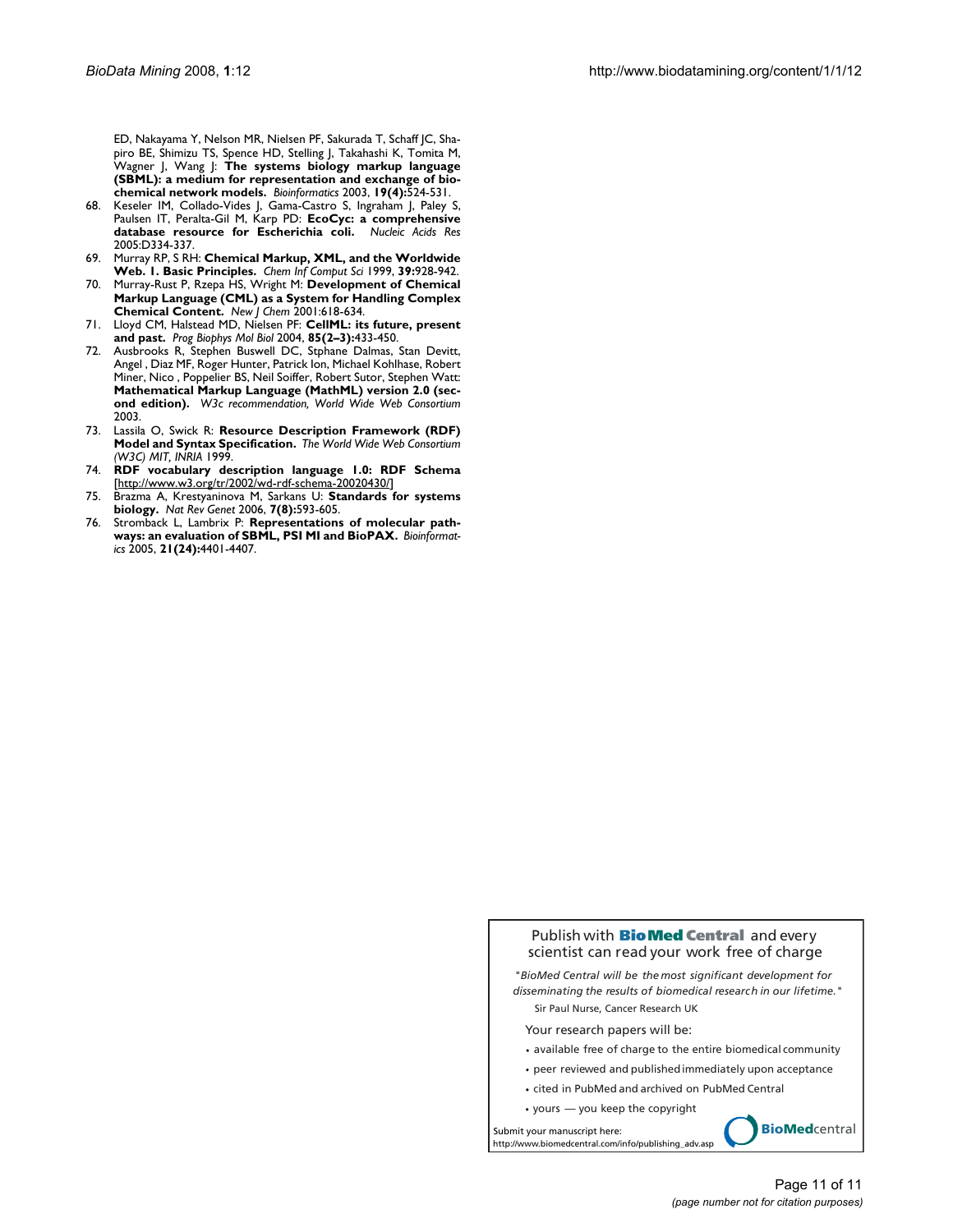ED, Nakayama Y, Nelson MR, Nielsen PF, Sakurada T, Schaff JC, Shapiro BE, Shimizu TS, Spence HD, Stelling J, Takahashi K, Tomita M, Wagner J, Wang J: **The systems biology markup language (SBML): a medium for representation and exchange of biochemical network models.** *Bioinformatics* 2003, **19(4):**524-531.

68. Keseler IM, Collado-Vides J, Gama-Castro S, Ingraham J, Paley S, Paulsen IT, Peralta-Gil M, Karp PD: **EcoCyc: a comprehensive database resource for Escherichia coli.** *Nucleic Acids Res* 2005:D334-337.
69. Murray RP, S RH: **Chemical Markup, XML, and the Worldwide Web. 1. Basic Principles.** *Chem Inf Comput Sci* 1999, **39:**928-942.
70. Murray-Rust P, Rzepa HS, Wright M: **Development of Chemical Markup Language (CML) as a System for Handling Complex Chemical Content.** *New J Chem* 2001:618-634.
71. Lloyd CM, Halstead MD, Nielsen PF: **CellML: its future, present and past.** *Prog Biophys Mol Biol* 2004, **85(2–3):**433-450.
72. Ausbrooks R, Stephen Buswell DC, Stphane Dalmas, Stan Devitt, Angel , Diaz MF, Roger Hunter, Patrick Ion, Michael Kohlhase, Robert Miner, Nico , Poppelier BS, Neil Soiffer, Robert Sutor, Stephen Watt: **Mathematical Markup Language (MathML) version 2.0 (second edition).** *W3c recommendation, World Wide Web Consortium* 2003.
73. Lassila O, Swick R: **Resource Description Framework (RDF) Model and Syntax Specification.** *The World Wide Web Consortium (W3C) MIT, INRIA* 1999.
74. **RDF vocabulary description language 1.0: RDF Schema** [http://www.w3.org/tr/2002/wd-rdf-schema-20020430/]
75. Brazma A, Krestyaninova M, Sarkans U: **Standards for systems biology.** *Nat Rev Genet* 2006, **7(8):**593-605.
76. Stromback L, Lambrix P: **Representations of molecular pathways: an evaluation of SBML, PSI MI and BioPAX.** *Bioinformatics* 2005, **21(24):**4401-4407.

Publish with **BioMed Central** and every scientist can read your work free of charge

*"BioMed Central will be the most significant development for disseminating the results of biomedical research in our lifetime."*

Sir Paul Nurse, Cancer Research UK

Your research papers will be:

- available free of charge to the entire biomedical community
- peer reviewed and published immediately upon acceptance
- cited in PubMed and archived on PubMed Central
- yours — you keep the copyright

Submit your manuscript here:
http://www.biomedcentral.com/info/publishing_adv.asp

**BioMed**central